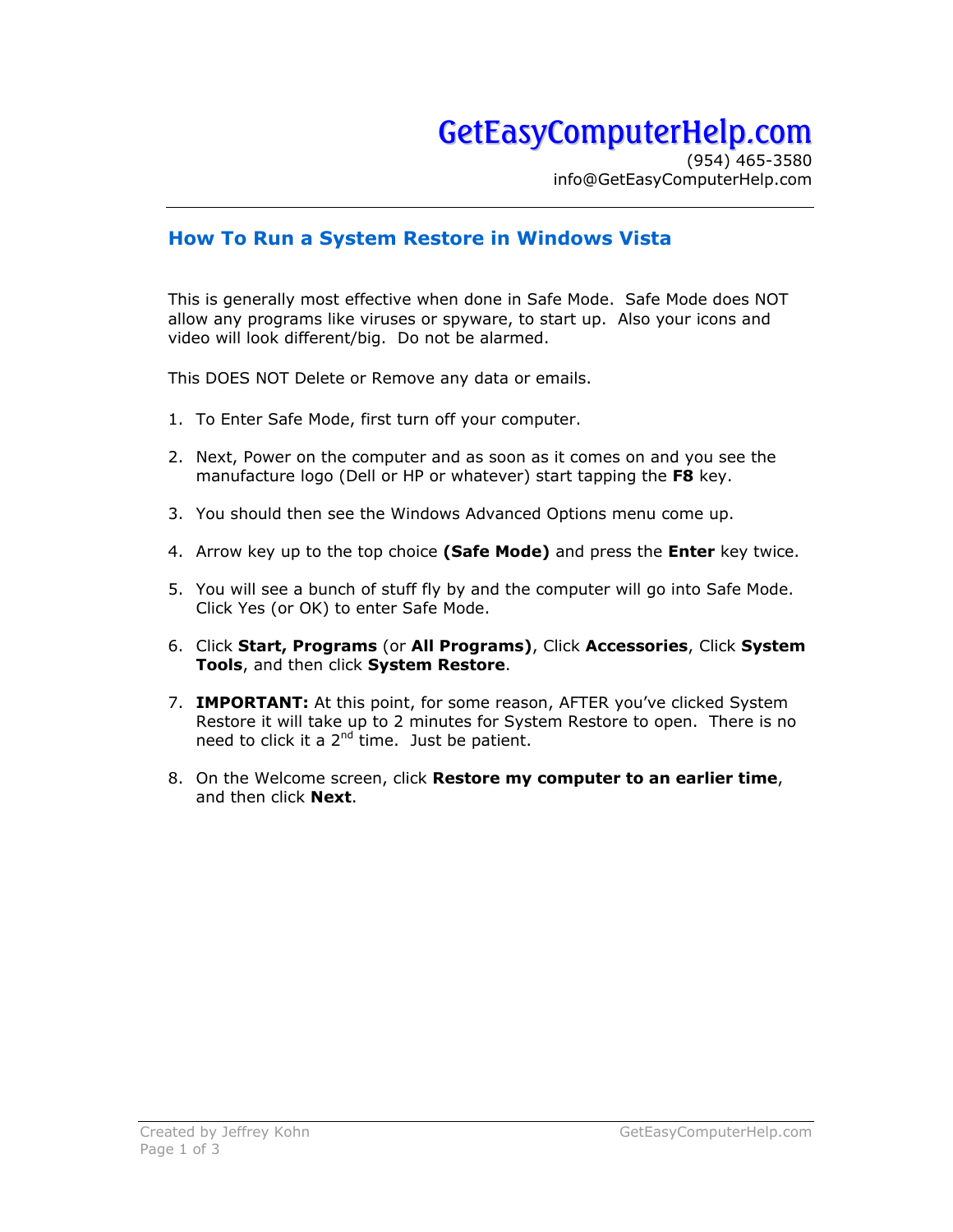# GetEasyComputerHelp.com

(954) 465-3580
info@GetEasyComputerHelp.com

## How To Run a System Restore in Windows Vista

This is generally most effective when done in Safe Mode. Safe Mode does NOT allow any programs like viruses or spyware, to start up. Also your icons and video will look different/big. Do not be alarmed.

This DOES NOT Delete or Remove any data or emails.

1. To Enter Safe Mode, first turn off your computer.

2. Next, Power on the computer and as soon as it comes on and you see the manufacture logo (Dell or HP or whatever) start tapping the **F8** key.

3. You should then see the Windows Advanced Options menu come up.

4. Arrow key up to the top choice **(Safe Mode)** and press the **Enter** key twice.

5. You will see a bunch of stuff fly by and the computer will go into Safe Mode. Click Yes (or OK) to enter Safe Mode.

6. Click **Start, Programs** (or **All Programs)**, Click **Accessories**, Click **System Tools**, and then click **System Restore**.

7. **IMPORTANT:** At this point, for some reason, AFTER you've clicked System Restore it will take up to 2 minutes for System Restore to open. There is no need to click it a 2nd time. Just be patient.

8. On the Welcome screen, click **Restore my computer to an earlier time**, and then click **Next**.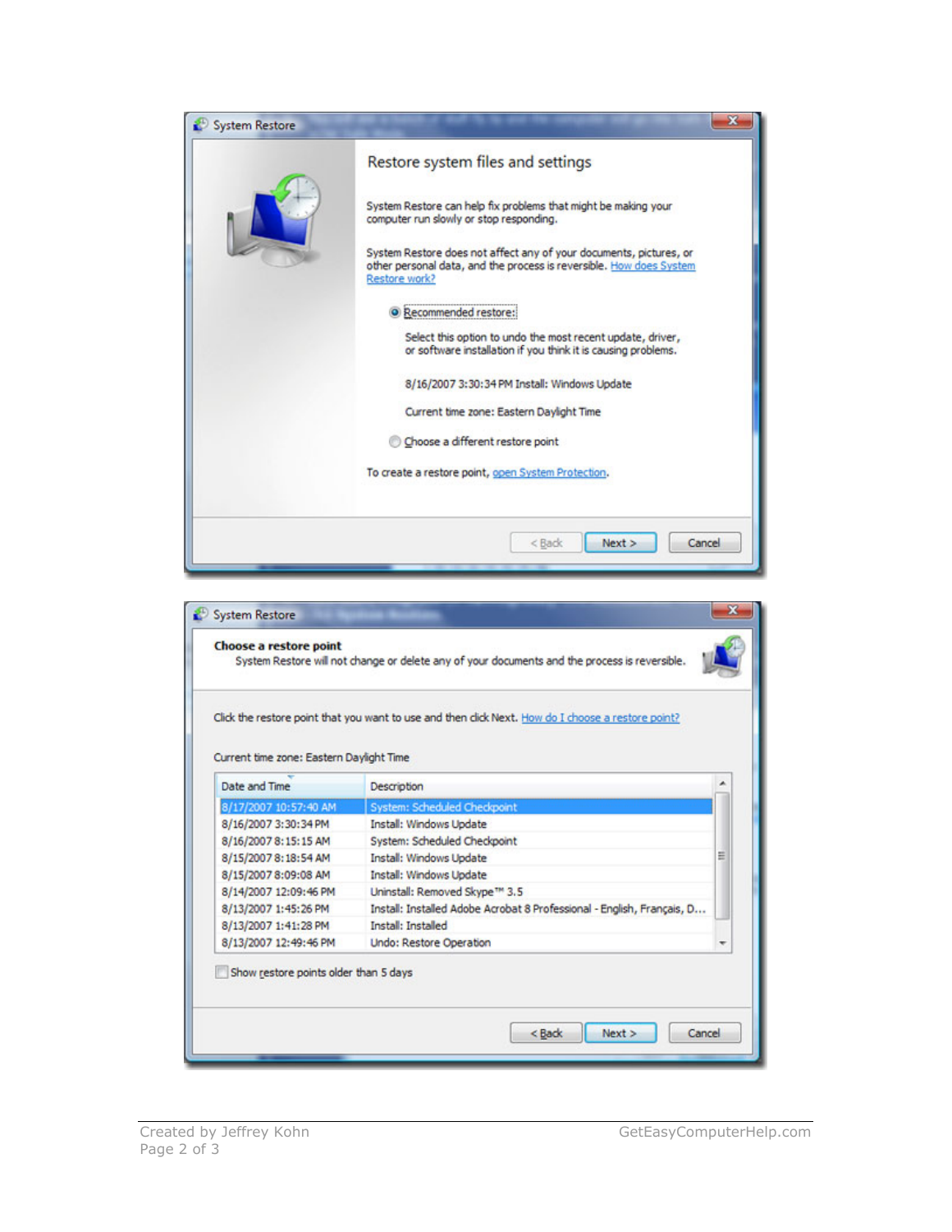System Restore

## Restore system files and settings

System Restore can help fix problems that might be making your computer run slowly or stop responding.

System Restore does not affect any of your documents, pictures, or other personal data, and the process is reversible. How does System Restore work?

◉ Recommended restore:

Select this option to undo the most recent update, driver, or software installation if you think it is causing problems.

8/16/2007 3:30:34 PM Install: Windows Update

Current time zone: Eastern Daylight Time

○ Choose a different restore point

To create a restore point, open System Protection.

< Back | Next > | Cancel

System Restore

**Choose a restore point**

System Restore will not change or delete any of your documents and the process is reversible.

Click the restore point that you want to use and then click Next. How do I choose a restore point?

Current time zone: Eastern Daylight Time

| Date and Time | Description |
|---|---|
| 8/17/2007 10:57:40 AM | System: Scheduled Checkpoint |
| 8/16/2007 3:30:34 PM | Install: Windows Update |
| 8/16/2007 8:15:15 AM | System: Scheduled Checkpoint |
| 8/15/2007 8:18:54 AM | Install: Windows Update |
| 8/15/2007 8:09:08 AM | Install: Windows Update |
| 8/14/2007 12:09:46 PM | Uninstall: Removed Skype™ 3.5 |
| 8/13/2007 1:45:26 PM | Install: Installed Adobe Acrobat 8 Professional - English, Français, D... |
| 8/13/2007 1:41:28 PM | Install: Installed |
| 8/13/2007 12:49:46 PM | Undo: Restore Operation |

☐ Show restore points older than 5 days

< Back | Next > | Cancel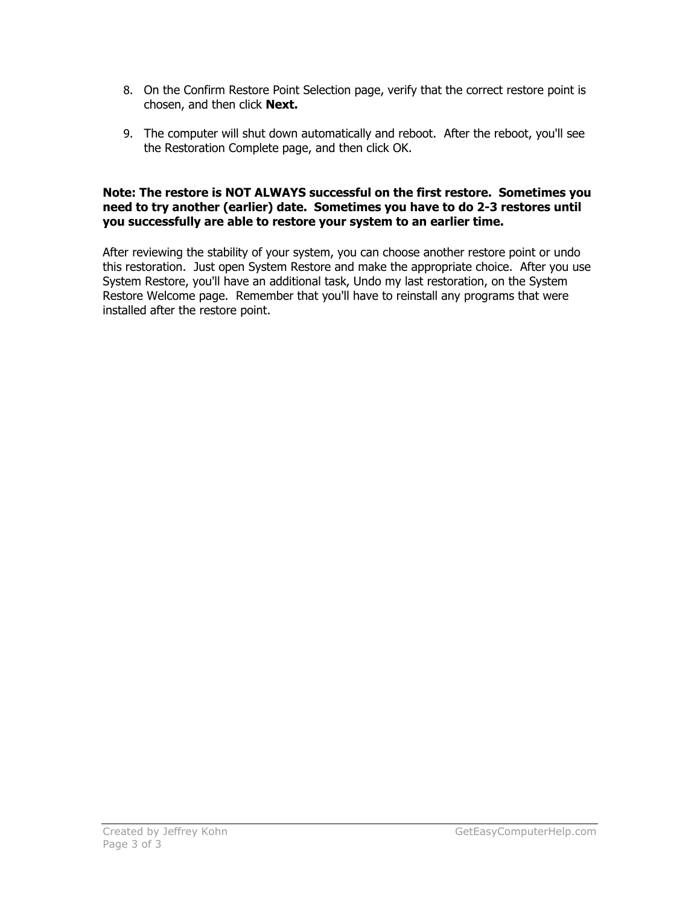8. On the Confirm Restore Point Selection page, verify that the correct restore point is chosen, and then click **Next.**

9. The computer will shut down automatically and reboot. After the reboot, you'll see the Restoration Complete page, and then click OK.

**Note: The restore is NOT ALWAYS successful on the first restore. Sometimes you need to try another (earlier) date. Sometimes you have to do 2-3 restores until you successfully are able to restore your system to an earlier time.**

After reviewing the stability of your system, you can choose another restore point or undo this restoration. Just open System Restore and make the appropriate choice. After you use System Restore, you'll have an additional task, Undo my last restoration, on the System Restore Welcome page. Remember that you'll have to reinstall any programs that were installed after the restore point.